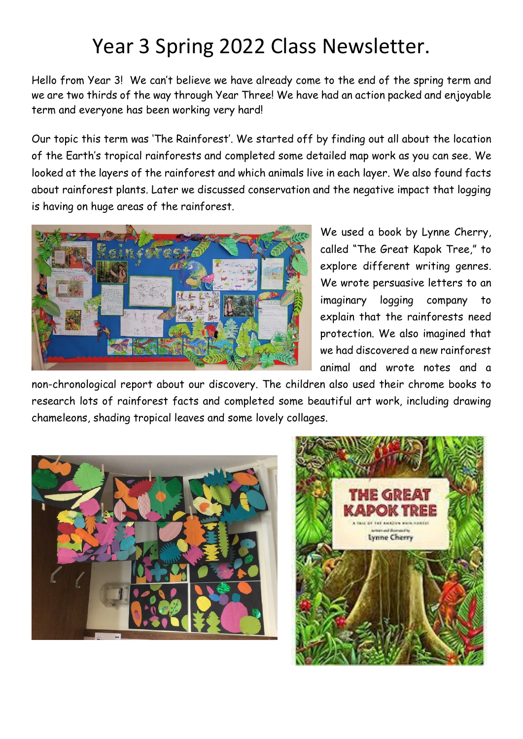# Year 3 Spring 2022 Class Newsletter.

Hello from Year 3! We can't believe we have already come to the end of the spring term and we are two thirds of the way through Year Three! We have had an action packed and enjoyable term and everyone has been working very hard!

Our topic this term was 'The Rainforest'. We started off by finding out all about the location of the Earth's tropical rainforests and completed some detailed map work as you can see. We looked at the layers of the rainforest and which animals live in each layer. We also found facts about rainforest plants. Later we discussed conservation and the negative impact that logging is having on huge areas of the rainforest.

We used a book by Lynne Cherry, called "The Great Kapok Tree," to explore different writing genres. We wrote persuasive letters to an imaginary logging company to explain that the rainforests need protection. We also imagined that we had discovered a new rainforest animal and wrote notes and a non-chronological report about our discovery. The children also used their chrome books to research lots of rainforest facts and completed some beautiful art work, including drawing chameleons, shading tropical leaves and some lovely collages.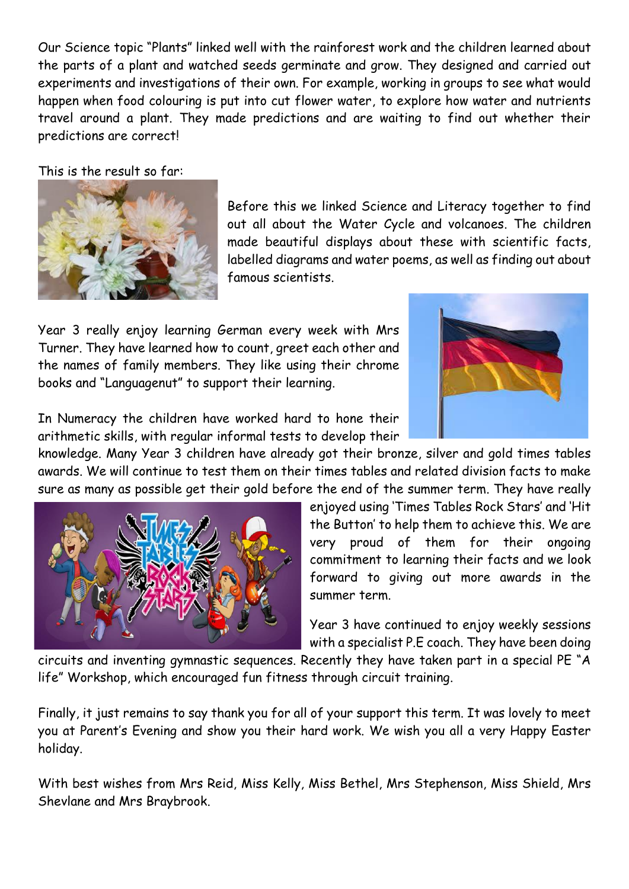Our Science topic “Plants” linked well with the rainforest work and the children learned about the parts of a plant and watched seeds germinate and grow. They designed and carried out experiments and investigations of their own. For example, working in groups to see what would happen when food colouring is put into cut flower water, to explore how water and nutrients travel around a plant. They made predictions and are waiting to find out whether their predictions are correct!

This is the result so far:

Before this we linked Science and Literacy together to find out all about the Water Cycle and volcanoes. The children made beautiful displays about these with scientific facts, labelled diagrams and water poems, as well as finding out about famous scientists.

Year 3 really enjoy learning German every week with Mrs Turner. They have learned how to count, greet each other and the names of family members. They like using their chrome books and “Languagenut” to support their learning.

In Numeracy the children have worked hard to hone their arithmetic skills, with regular informal tests to develop their knowledge. Many Year 3 children have already got their bronze, silver and gold times tables awards. We will continue to test them on their times tables and related division facts to make sure as many as possible get their gold before the end of the summer term. They have really enjoyed using ‘Times Tables Rock Stars’ and ‘Hit the Button’ to help them to achieve this. We are very proud of them for their ongoing commitment to learning their facts and we look forward to giving out more awards in the summer term.

Year 3 have continued to enjoy weekly sessions with a specialist P.E coach. They have been doing circuits and inventing gymnastic sequences. Recently they have taken part in a special PE “A life” Workshop, which encouraged fun fitness through circuit training.

Finally, it just remains to say thank you for all of your support this term. It was lovely to meet you at Parent’s Evening and show you their hard work. We wish you all a very Happy Easter holiday.

With best wishes from Mrs Reid, Miss Kelly, Miss Bethel, Mrs Stephenson, Miss Shield, Mrs Shevlane and Mrs Braybrook.